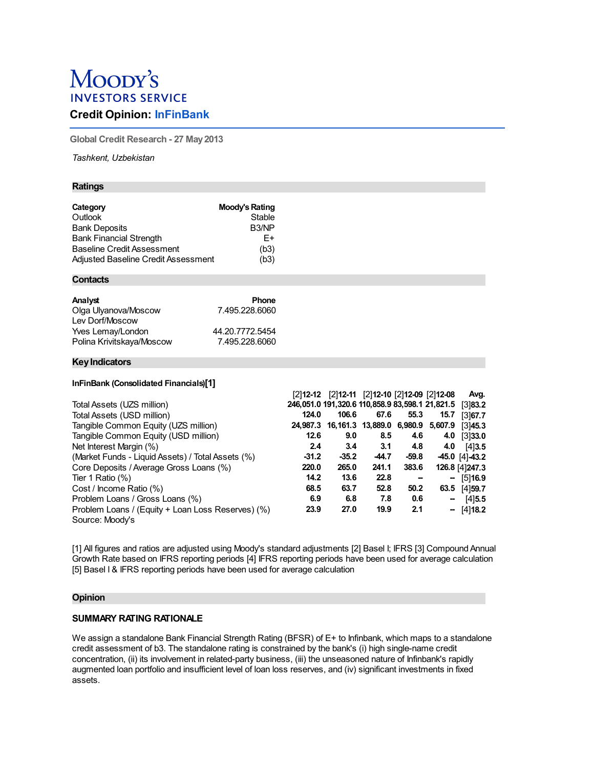# Moody's Investors Service

## Credit Opinion: InFinBank

Global Credit Research - 27 May 2013

*Tashkent, Uzbekistan*

### Ratings

| Category | Moody's Rating |
|---|---|
| Outlook | Stable |
| Bank Deposits | B3/NP |
| Bank Financial Strength | E+ |
| Baseline Credit Assessment | (b3) |
| Adjusted Baseline Credit Assessment | (b3) |

### Contacts

| Analyst | Phone |
|---|---|
| Olga Ulyanova/Moscow | 7.495.228.6060 |
| Lev Dorf/Moscow | |
| Yves Lemay/London | 44.20.7772.5454 |
| Polina Krivitskaya/Moscow | 7.495.228.6060 |

### Key Indicators

**InFinBank (Consolidated Financials)[1]**

| | [2]**12-12** | [2]**12-11** | [2]**12-10** | [2]**12-09** | [2]**12-08** | **Avg.** |
|---|---|---|---|---|---|---|
| Total Assets (UZS million) | **246,051.0** | **191,320.6** | **110,858.9** | **83,598.1** | **21,821.5** | [3]**83.2** |
| Total Assets (USD million) | **124.0** | **106.6** | **67.6** | **55.3** | **15.7** | [3]**67.7** |
| Tangible Common Equity (UZS million) | **24,987.3** | **16,161.3** | **13,889.0** | **6,980.9** | **5,607.9** | [3]**45.3** |
| Tangible Common Equity (USD million) | **12.6** | **9.0** | **8.5** | **4.6** | **4.0** | [3]**33.0** |
| Net Interest Margin (%) | **2.4** | **3.4** | **3.1** | **4.8** | **4.0** | [4]**3.5** |
| (Market Funds - Liquid Assets) / Total Assets (%) | **-31.2** | **-35.2** | **-44.7** | **-59.8** | **-45.0** | [4]**-43.2** |
| Core Deposits / Average Gross Loans (%) | **220.0** | **265.0** | **241.1** | **383.6** | **126.8** | [4]**247.3** |
| Tier 1 Ratio (%) | **14.2** | **13.6** | **22.8** | **--** | **--** | [5]**16.9** |
| Cost / Income Ratio (%) | **68.5** | **63.7** | **52.8** | **50.2** | **63.5** | [4]**59.7** |
| Problem Loans / Gross Loans (%) | **6.9** | **6.8** | **7.8** | **0.6** | **--** | [4]**5.5** |
| Problem Loans / (Equity + Loan Loss Reserves) (%) | **23.9** | **27.0** | **19.9** | **2.1** | **--** | [4]**18.2** |

Source: Moody's

[1] All figures and ratios are adjusted using Moody's standard adjustments [2] Basel I; IFRS [3] Compound Annual Growth Rate based on IFRS reporting periods [4] IFRS reporting periods have been used for average calculation [5] Basel I & IFRS reporting periods have been used for average calculation

### Opinion

#### SUMMARY RATING RATIONALE

We assign a standalone Bank Financial Strength Rating (BFSR) of E+ to Infinbank, which maps to a standalone credit assessment of b3. The standalone rating is constrained by the bank's (i) high single-name credit concentration, (ii) its involvement in related-party business, (iii) the unseasoned nature of Infinbank's rapidly augmented loan portfolio and insufficient level of loan loss reserves, and (iv) significant investments in fixed assets.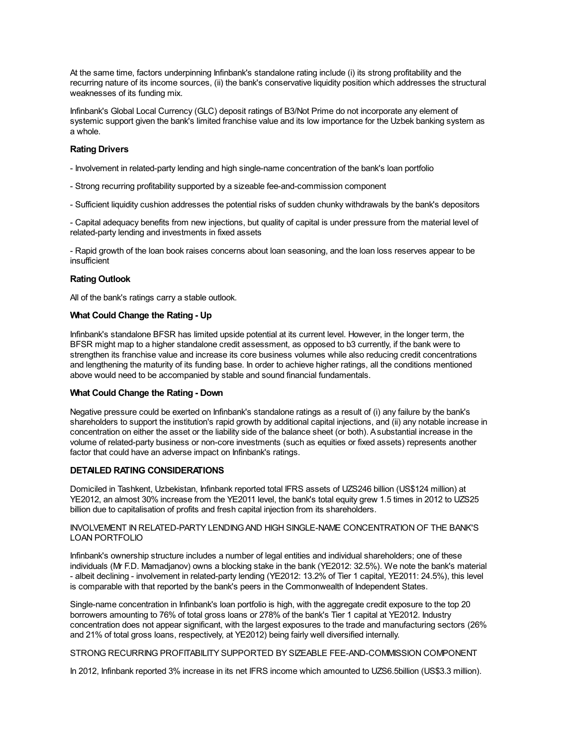At the same time, factors underpinning Infinbank's standalone rating include (i) its strong profitability and the recurring nature of its income sources, (ii) the bank's conservative liquidity position which addresses the structural weaknesses of its funding mix.

Infinbank's Global Local Currency (GLC) deposit ratings of B3/Not Prime do not incorporate any element of systemic support given the bank's limited franchise value and its low importance for the Uzbek banking system as a whole.

**Rating Drivers**

- Involvement in related-party lending and high single-name concentration of the bank's loan portfolio

- Strong recurring profitability supported by a sizeable fee-and-commission component

- Sufficient liquidity cushion addresses the potential risks of sudden chunky withdrawals by the bank's depositors

- Capital adequacy benefits from new injections, but quality of capital is under pressure from the material level of related-party lending and investments in fixed assets

- Rapid growth of the loan book raises concerns about loan seasoning, and the loan loss reserves appear to be insufficient

**Rating Outlook**

All of the bank's ratings carry a stable outlook.

**What Could Change the Rating - Up**

Infinbank's standalone BFSR has limited upside potential at its current level. However, in the longer term, the BFSR might map to a higher standalone credit assessment, as opposed to b3 currently, if the bank were to strengthen its franchise value and increase its core business volumes while also reducing credit concentrations and lengthening the maturity of its funding base. In order to achieve higher ratings, all the conditions mentioned above would need to be accompanied by stable and sound financial fundamentals.

**What Could Change the Rating - Down**

Negative pressure could be exerted on Infinbank's standalone ratings as a result of (i) any failure by the bank's shareholders to support the institution's rapid growth by additional capital injections, and (ii) any notable increase in concentration on either the asset or the liability side of the balance sheet (or both). A substantial increase in the volume of related-party business or non-core investments (such as equities or fixed assets) represents another factor that could have an adverse impact on Infinbank's ratings.

**DETAILED RATING CONSIDERATIONS**

Domiciled in Tashkent, Uzbekistan, Infinbank reported total IFRS assets of UZS246 billion (US$124 million) at YE2012, an almost 30% increase from the YE2011 level, the bank's total equity grew 1.5 times in 2012 to UZS25 billion due to capitalisation of profits and fresh capital injection from its shareholders.

INVOLVEMENT IN RELATED-PARTY LENDING AND HIGH SINGLE-NAME CONCENTRATION OF THE BANK'S LOAN PORTFOLIO

Infinbank's ownership structure includes a number of legal entities and individual shareholders; one of these individuals (Mr F.D. Mamadjanov) owns a blocking stake in the bank (YE2012: 32.5%). We note the bank's material - albeit declining - involvement in related-party lending (YE2012: 13.2% of Tier 1 capital, YE2011: 24.5%), this level is comparable with that reported by the bank's peers in the Commonwealth of Independent States.

Single-name concentration in Infinbank's loan portfolio is high, with the aggregate credit exposure to the top 20 borrowers amounting to 76% of total gross loans or 278% of the bank's Tier 1 capital at YE2012. Industry concentration does not appear significant, with the largest exposures to the trade and manufacturing sectors (26% and 21% of total gross loans, respectively, at YE2012) being fairly well diversified internally.

STRONG RECURRING PROFITABILITY SUPPORTED BY SIZEABLE FEE-AND-COMMISSION COMPONENT

In 2012, Infinbank reported 3% increase in its net IFRS income which amounted to UZS6.5billion (US$3.3 million).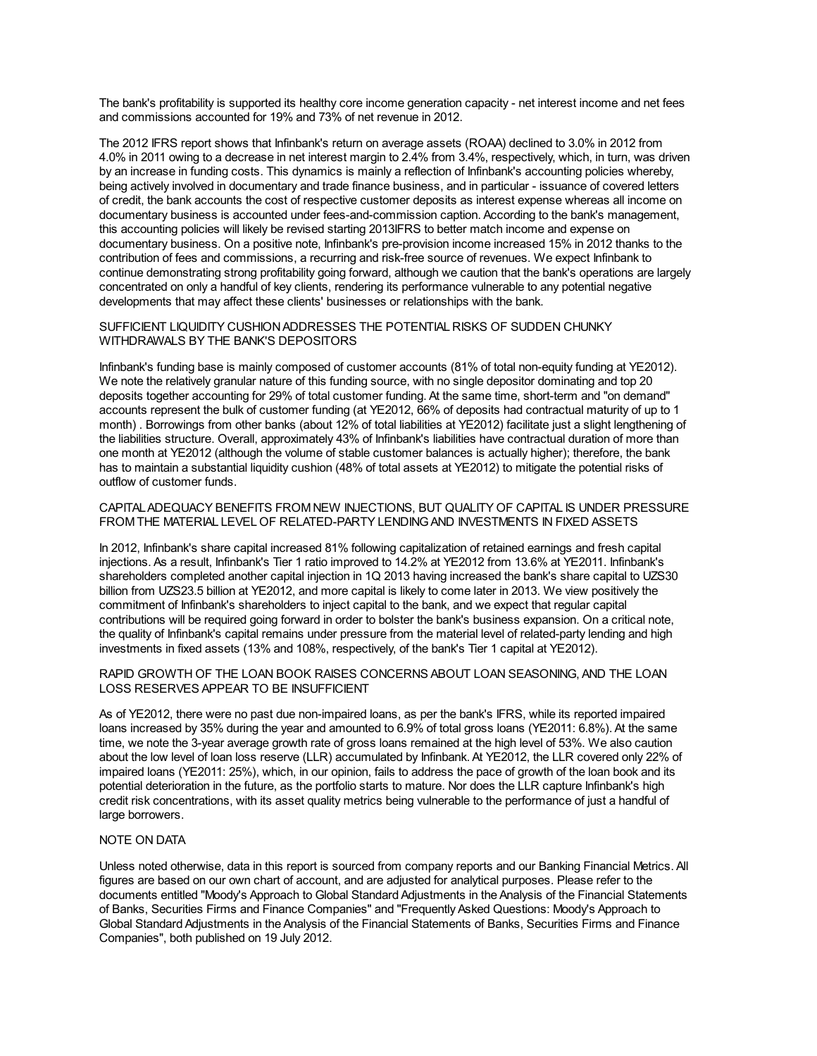The bank's profitability is supported its healthy core income generation capacity - net interest income and net fees and commissions accounted for 19% and 73% of net revenue in 2012.

The 2012 IFRS report shows that Infinbank's return on average assets (ROAA) declined to 3.0% in 2012 from 4.0% in 2011 owing to a decrease in net interest margin to 2.4% from 3.4%, respectively, which, in turn, was driven by an increase in funding costs. This dynamics is mainly a reflection of Infinbank's accounting policies whereby, being actively involved in documentary and trade finance business, and in particular - issuance of covered letters of credit, the bank accounts the cost of respective customer deposits as interest expense whereas all income on documentary business is accounted under fees-and-commission caption. According to the bank's management, this accounting policies will likely be revised starting 2013IFRS to better match income and expense on documentary business. On a positive note, Infinbank's pre-provision income increased 15% in 2012 thanks to the contribution of fees and commissions, a recurring and risk-free source of revenues. We expect Infinbank to continue demonstrating strong profitability going forward, although we caution that the bank's operations are largely concentrated on only a handful of key clients, rendering its performance vulnerable to any potential negative developments that may affect these clients' businesses or relationships with the bank.

## SUFFICIENT LIQUIDITY CUSHION ADDRESSES THE POTENTIAL RISKS OF SUDDEN CHUNKY WITHDRAWALS BY THE BANK'S DEPOSITORS

Infinbank's funding base is mainly composed of customer accounts (81% of total non-equity funding at YE2012). We note the relatively granular nature of this funding source, with no single depositor dominating and top 20 deposits together accounting for 29% of total customer funding. At the same time, short-term and "on demand" accounts represent the bulk of customer funding (at YE2012, 66% of deposits had contractual maturity of up to 1 month) . Borrowings from other banks (about 12% of total liabilities at YE2012) facilitate just a slight lengthening of the liabilities structure. Overall, approximately 43% of Infinbank's liabilities have contractual duration of more than one month at YE2012 (although the volume of stable customer balances is actually higher); therefore, the bank has to maintain a substantial liquidity cushion (48% of total assets at YE2012) to mitigate the potential risks of outflow of customer funds.

## CAPITAL ADEQUACY BENEFITS FROM NEW INJECTIONS, BUT QUALITY OF CAPITAL IS UNDER PRESSURE FROM THE MATERIAL LEVEL OF RELATED-PARTY LENDING AND INVESTMENTS IN FIXED ASSETS

In 2012, Infinbank's share capital increased 81% following capitalization of retained earnings and fresh capital injections. As a result, Infinbank's Tier 1 ratio improved to 14.2% at YE2012 from 13.6% at YE2011. Infinbank's shareholders completed another capital injection in 1Q 2013 having increased the bank's share capital to UZS30 billion from UZS23.5 billion at YE2012, and more capital is likely to come later in 2013. We view positively the commitment of Infinbank's shareholders to inject capital to the bank, and we expect that regular capital contributions will be required going forward in order to bolster the bank's business expansion. On a critical note, the quality of Infinbank's capital remains under pressure from the material level of related-party lending and high investments in fixed assets (13% and 108%, respectively, of the bank's Tier 1 capital at YE2012).

## RAPID GROWTH OF THE LOAN BOOK RAISES CONCERNS ABOUT LOAN SEASONING, AND THE LOAN LOSS RESERVES APPEAR TO BE INSUFFICIENT

As of YE2012, there were no past due non-impaired loans, as per the bank's IFRS, while its reported impaired loans increased by 35% during the year and amounted to 6.9% of total gross loans (YE2011: 6.8%). At the same time, we note the 3-year average growth rate of gross loans remained at the high level of 53%. We also caution about the low level of loan loss reserve (LLR) accumulated by Infinbank. At YE2012, the LLR covered only 22% of impaired loans (YE2011: 25%), which, in our opinion, fails to address the pace of growth of the loan book and its potential deterioration in the future, as the portfolio starts to mature. Nor does the LLR capture Infinbank's high credit risk concentrations, with its asset quality metrics being vulnerable to the performance of just a handful of large borrowers.

## NOTE ON DATA

Unless noted otherwise, data in this report is sourced from company reports and our Banking Financial Metrics. All figures are based on our own chart of account, and are adjusted for analytical purposes. Please refer to the documents entitled "Moody's Approach to Global Standard Adjustments in the Analysis of the Financial Statements of Banks, Securities Firms and Finance Companies" and "Frequently Asked Questions: Moody's Approach to Global Standard Adjustments in the Analysis of the Financial Statements of Banks, Securities Firms and Finance Companies", both published on 19 July 2012.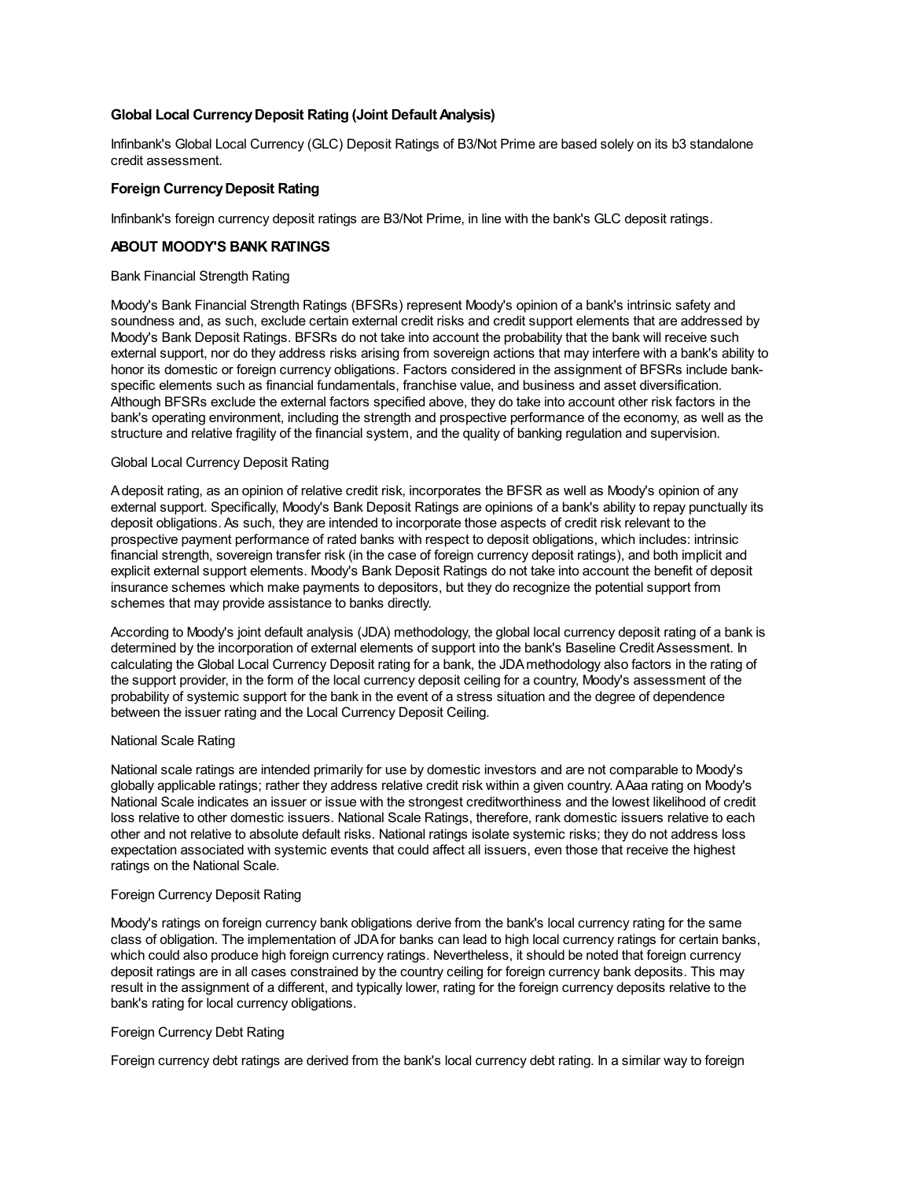### Global Local Currency Deposit Rating (Joint Default Analysis)

Infinbank's Global Local Currency (GLC) Deposit Ratings of B3/Not Prime are based solely on its b3 standalone credit assessment.

### Foreign Currency Deposit Rating

Infinbank's foreign currency deposit ratings are B3/Not Prime, in line with the bank's GLC deposit ratings.

## ABOUT MOODY'S BANK RATINGS

Bank Financial Strength Rating

Moody's Bank Financial Strength Ratings (BFSRs) represent Moody's opinion of a bank's intrinsic safety and soundness and, as such, exclude certain external credit risks and credit support elements that are addressed by Moody's Bank Deposit Ratings. BFSRs do not take into account the probability that the bank will receive such external support, nor do they address risks arising from sovereign actions that may interfere with a bank's ability to honor its domestic or foreign currency obligations. Factors considered in the assignment of BFSRs include bank-specific elements such as financial fundamentals, franchise value, and business and asset diversification. Although BFSRs exclude the external factors specified above, they do take into account other risk factors in the bank's operating environment, including the strength and prospective performance of the economy, as well as the structure and relative fragility of the financial system, and the quality of banking regulation and supervision.

Global Local Currency Deposit Rating

A deposit rating, as an opinion of relative credit risk, incorporates the BFSR as well as Moody's opinion of any external support. Specifically, Moody's Bank Deposit Ratings are opinions of a bank's ability to repay punctually its deposit obligations. As such, they are intended to incorporate those aspects of credit risk relevant to the prospective payment performance of rated banks with respect to deposit obligations, which includes: intrinsic financial strength, sovereign transfer risk (in the case of foreign currency deposit ratings), and both implicit and explicit external support elements. Moody's Bank Deposit Ratings do not take into account the benefit of deposit insurance schemes which make payments to depositors, but they do recognize the potential support from schemes that may provide assistance to banks directly.

According to Moody's joint default analysis (JDA) methodology, the global local currency deposit rating of a bank is determined by the incorporation of external elements of support into the bank's Baseline Credit Assessment. In calculating the Global Local Currency Deposit rating for a bank, the JDA methodology also factors in the rating of the support provider, in the form of the local currency deposit ceiling for a country, Moody's assessment of the probability of systemic support for the bank in the event of a stress situation and the degree of dependence between the issuer rating and the Local Currency Deposit Ceiling.

National Scale Rating

National scale ratings are intended primarily for use by domestic investors and are not comparable to Moody's globally applicable ratings; rather they address relative credit risk within a given country. A Aaa rating on Moody's National Scale indicates an issuer or issue with the strongest creditworthiness and the lowest likelihood of credit loss relative to other domestic issuers. National Scale Ratings, therefore, rank domestic issuers relative to each other and not relative to absolute default risks. National ratings isolate systemic risks; they do not address loss expectation associated with systemic events that could affect all issuers, even those that receive the highest ratings on the National Scale.

Foreign Currency Deposit Rating

Moody's ratings on foreign currency bank obligations derive from the bank's local currency rating for the same class of obligation. The implementation of JDA for banks can lead to high local currency ratings for certain banks, which could also produce high foreign currency ratings. Nevertheless, it should be noted that foreign currency deposit ratings are in all cases constrained by the country ceiling for foreign currency bank deposits. This may result in the assignment of a different, and typically lower, rating for the foreign currency deposits relative to the bank's rating for local currency obligations.

Foreign Currency Debt Rating

Foreign currency debt ratings are derived from the bank's local currency debt rating. In a similar way to foreign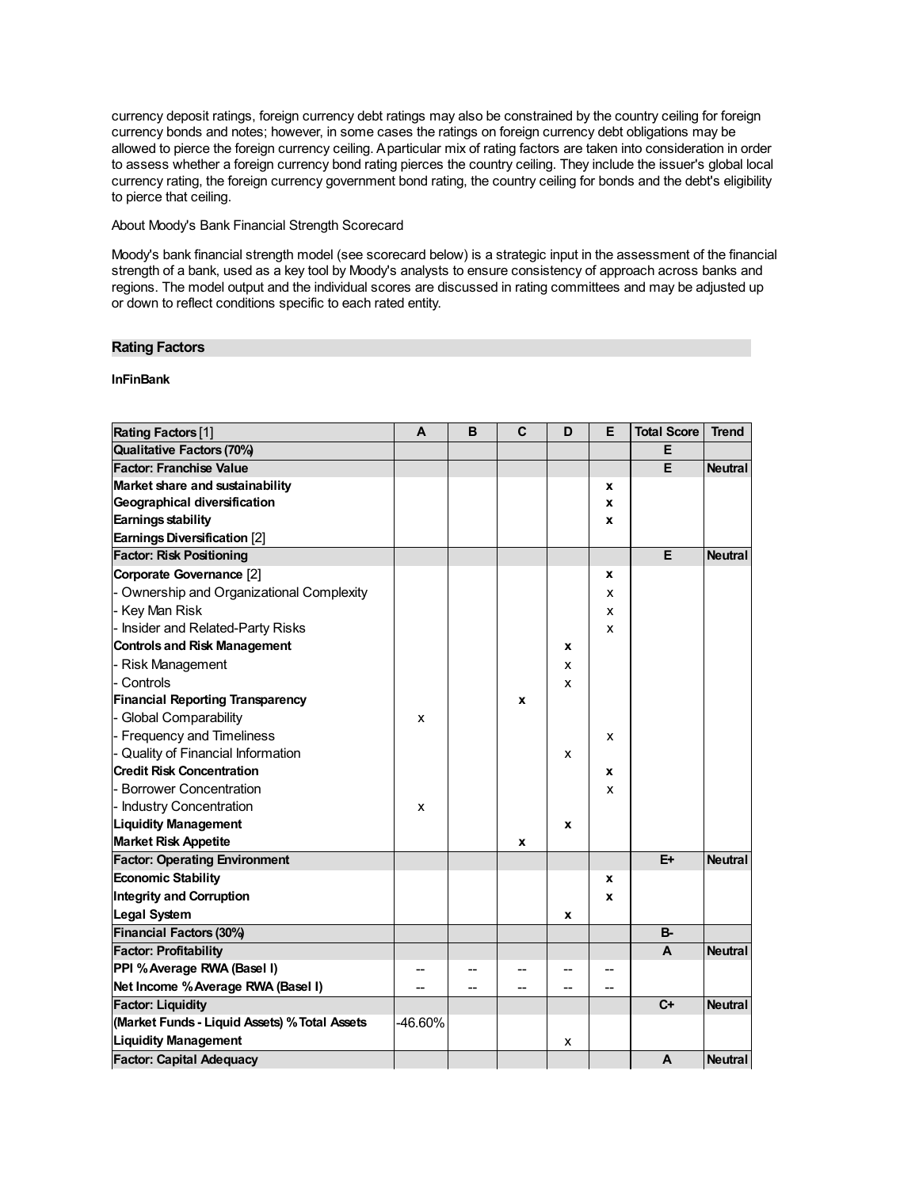currency deposit ratings, foreign currency debt ratings may also be constrained by the country ceiling for foreign currency bonds and notes; however, in some cases the ratings on foreign currency debt obligations may be allowed to pierce the foreign currency ceiling. A particular mix of rating factors are taken into consideration in order to assess whether a foreign currency bond rating pierces the country ceiling. They include the issuer's global local currency rating, the foreign currency government bond rating, the country ceiling for bonds and the debt's eligibility to pierce that ceiling.

About Moody's Bank Financial Strength Scorecard

Moody's bank financial strength model (see scorecard below) is a strategic input in the assessment of the financial strength of a bank, used as a key tool by Moody's analysts to ensure consistency of approach across banks and regions. The model output and the individual scores are discussed in rating committees and may be adjusted up or down to reflect conditions specific to each rated entity.

## Rating Factors

**InFinBank**

| Rating Factors [1] | A | B | C | D | E | Total Score | Trend |
|---|---|---|---|---|---|---|---|
| **Qualitative Factors (70%)** | | | | | | E | |
| **Factor: Franchise Value** | | | | | | E | Neutral |
| **Market share and sustainability** | | | | | x | | |
| **Geographical diversification** | | | | | x | | |
| **Earnings stability** | | | | | x | | |
| **Earnings Diversification** [2] | | | | | | | |
| **Factor: Risk Positioning** | | | | | | E | Neutral |
| **Corporate Governance** [2] | | | | | x | | |
| - Ownership and Organizational Complexity | | | | | x | | |
| - Key Man Risk | | | | | x | | |
| - Insider and Related-Party Risks | | | | | x | | |
| **Controls and Risk Management** | | | | x | | | |
| - Risk Management | | | | x | | | |
| - Controls | | | | x | | | |
| **Financial Reporting Transparency** | | | x | | | | |
| - Global Comparability | x | | | | | | |
| - Frequency and Timeliness | | | | | x | | |
| - Quality of Financial Information | | | | x | | | |
| **Credit Risk Concentration** | | | | | x | | |
| - Borrower Concentration | | | | | x | | |
| - Industry Concentration | x | | | | | | |
| **Liquidity Management** | | | | x | | | |
| **Market Risk Appetite** | | | x | | | | |
| **Factor: Operating Environment** | | | | | | E+ | Neutral |
| **Economic Stability** | | | | | x | | |
| **Integrity and Corruption** | | | | | x | | |
| **Legal System** | | | | x | | | |
| **Financial Factors (30%)** | | | | | | B- | |
| **Factor: Profitability** | | | | | | A | Neutral |
| **PPI % Average RWA (Basel I)** | -- | -- | -- | -- | -- | | |
| **Net Income % Average RWA (Basel I)** | -- | -- | -- | -- | -- | | |
| **Factor: Liquidity** | | | | | | C+ | Neutral |
| **(Market Funds - Liquid Assets) % Total Assets** | -46.60% | | | | | | |
| **Liquidity Management** | | | | x | | | |
| **Factor: Capital Adequacy** | | | | | | A | Neutral |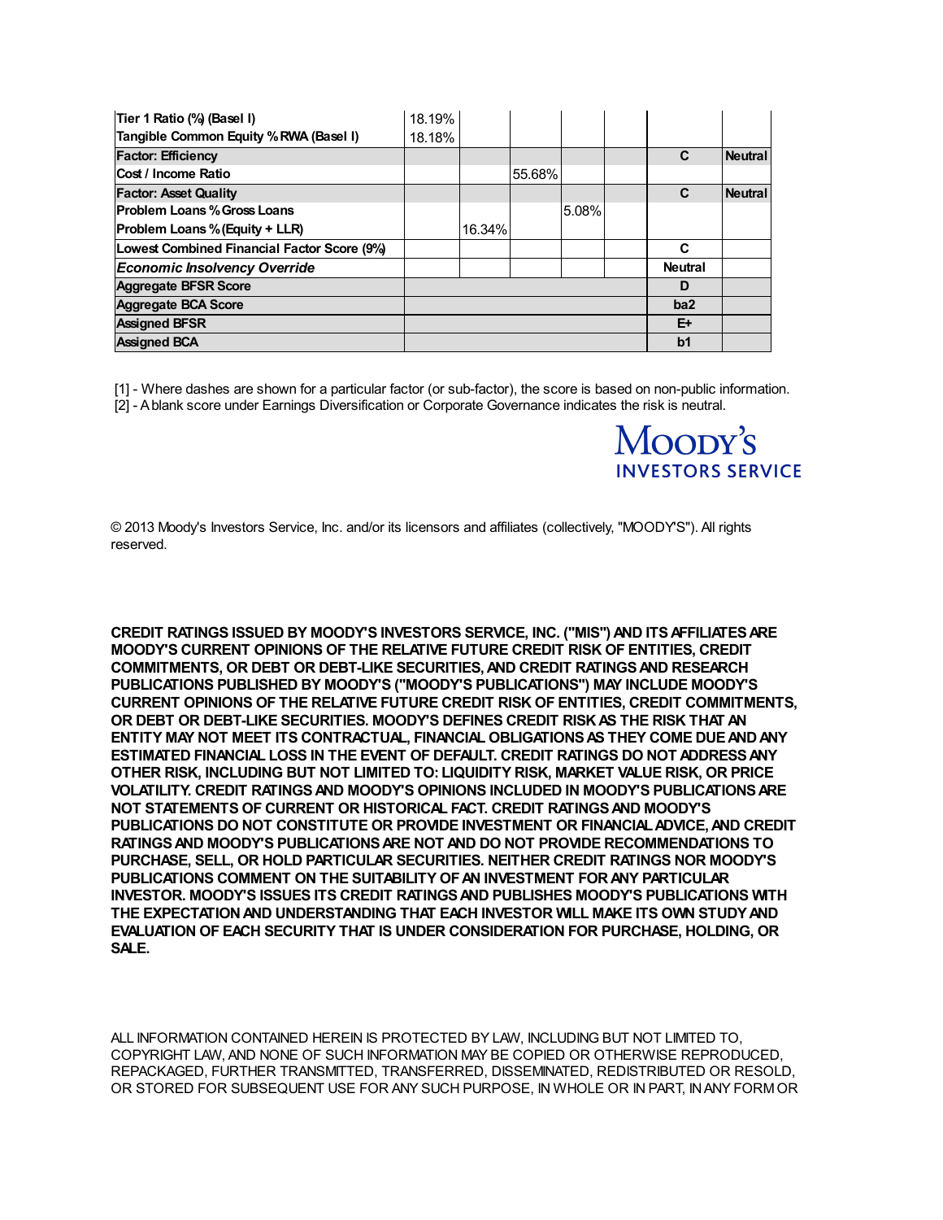| | | | | | | | |
|---|---|---|---|---|---|---|---|
| Tier 1 Ratio (%) (Basel I) | 18.19% | | | | | | |
| Tangible Common Equity % RWA (Basel I) | 18.18% | | | | | | |
| **Factor: Efficiency** | | | | | | **C** | **Neutral** |
| Cost / Income Ratio | | | 55.68% | | | | |
| **Factor: Asset Quality** | | | | | | **C** | **Neutral** |
| Problem Loans % Gross Loans | | | | 5.08% | | | |
| Problem Loans % (Equity + LLR) | | 16.34% | | | | | |
| **Lowest Combined Financial Factor Score (9%)** | | | | | | **C** | |
| ***Economic Insolvency Override*** | | | | | | **Neutral** | |
| **Aggregate BFSR Score** | | | | | | **D** | |
| **Aggregate BCA Score** | | | | | | **ba2** | |
| **Assigned BFSR** | | | | | | **E+** | |
| **Assigned BCA** | | | | | | **b1** | |

[1] - Where dashes are shown for a particular factor (or sub-factor), the score is based on non-public information.
[2] - A blank score under Earnings Diversification or Corporate Governance indicates the risk is neutral.

MOODY'S INVESTORS SERVICE

© 2013 Moody's Investors Service, Inc. and/or its licensors and affiliates (collectively, "MOODY'S"). All rights reserved.

**CREDIT RATINGS ISSUED BY MOODY'S INVESTORS SERVICE, INC. ("MIS") AND ITS AFFILIATES ARE MOODY'S CURRENT OPINIONS OF THE RELATIVE FUTURE CREDIT RISK OF ENTITIES, CREDIT COMMITMENTS, OR DEBT OR DEBT-LIKE SECURITIES, AND CREDIT RATINGS AND RESEARCH PUBLICATIONS PUBLISHED BY MOODY'S ("MOODY'S PUBLICATIONS") MAY INCLUDE MOODY'S CURRENT OPINIONS OF THE RELATIVE FUTURE CREDIT RISK OF ENTITIES, CREDIT COMMITMENTS, OR DEBT OR DEBT-LIKE SECURITIES. MOODY'S DEFINES CREDIT RISK AS THE RISK THAT AN ENTITY MAY NOT MEET ITS CONTRACTUAL, FINANCIAL OBLIGATIONS AS THEY COME DUE AND ANY ESTIMATED FINANCIAL LOSS IN THE EVENT OF DEFAULT. CREDIT RATINGS DO NOT ADDRESS ANY OTHER RISK, INCLUDING BUT NOT LIMITED TO: LIQUIDITY RISK, MARKET VALUE RISK, OR PRICE VOLATILITY. CREDIT RATINGS AND MOODY'S OPINIONS INCLUDED IN MOODY'S PUBLICATIONS ARE NOT STATEMENTS OF CURRENT OR HISTORICAL FACT. CREDIT RATINGS AND MOODY'S PUBLICATIONS DO NOT CONSTITUTE OR PROVIDE INVESTMENT OR FINANCIAL ADVICE, AND CREDIT RATINGS AND MOODY'S PUBLICATIONS ARE NOT AND DO NOT PROVIDE RECOMMENDATIONS TO PURCHASE, SELL, OR HOLD PARTICULAR SECURITIES. NEITHER CREDIT RATINGS NOR MOODY'S PUBLICATIONS COMMENT ON THE SUITABILITY OF AN INVESTMENT FOR ANY PARTICULAR INVESTOR. MOODY'S ISSUES ITS CREDIT RATINGS AND PUBLISHES MOODY'S PUBLICATIONS WITH THE EXPECTATION AND UNDERSTANDING THAT EACH INVESTOR WILL MAKE ITS OWN STUDY AND EVALUATION OF EACH SECURITY THAT IS UNDER CONSIDERATION FOR PURCHASE, HOLDING, OR SALE.**

ALL INFORMATION CONTAINED HEREIN IS PROTECTED BY LAW, INCLUDING BUT NOT LIMITED TO, COPYRIGHT LAW, AND NONE OF SUCH INFORMATION MAY BE COPIED OR OTHERWISE REPRODUCED, REPACKAGED, FURTHER TRANSMITTED, TRANSFERRED, DISSEMINATED, REDISTRIBUTED OR RESOLD, OR STORED FOR SUBSEQUENT USE FOR ANY SUCH PURPOSE, IN WHOLE OR IN PART, IN ANY FORM OR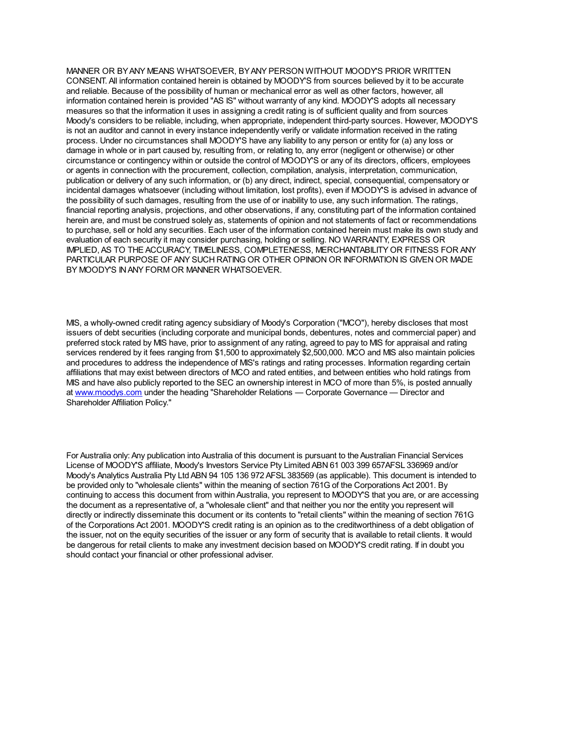MANNER OR BY ANY MEANS WHATSOEVER, BY ANY PERSON WITHOUT MOODY'S PRIOR WRITTEN CONSENT. All information contained herein is obtained by MOODY'S from sources believed by it to be accurate and reliable. Because of the possibility of human or mechanical error as well as other factors, however, all information contained herein is provided "AS IS" without warranty of any kind. MOODY'S adopts all necessary measures so that the information it uses in assigning a credit rating is of sufficient quality and from sources Moody's considers to be reliable, including, when appropriate, independent third-party sources. However, MOODY'S is not an auditor and cannot in every instance independently verify or validate information received in the rating process. Under no circumstances shall MOODY'S have any liability to any person or entity for (a) any loss or damage in whole or in part caused by, resulting from, or relating to, any error (negligent or otherwise) or other circumstance or contingency within or outside the control of MOODY'S or any of its directors, officers, employees or agents in connection with the procurement, collection, compilation, analysis, interpretation, communication, publication or delivery of any such information, or (b) any direct, indirect, special, consequential, compensatory or incidental damages whatsoever (including without limitation, lost profits), even if MOODY'S is advised in advance of the possibility of such damages, resulting from the use of or inability to use, any such information. The ratings, financial reporting analysis, projections, and other observations, if any, constituting part of the information contained herein are, and must be construed solely as, statements of opinion and not statements of fact or recommendations to purchase, sell or hold any securities. Each user of the information contained herein must make its own study and evaluation of each security it may consider purchasing, holding or selling. NO WARRANTY, EXPRESS OR IMPLIED, AS TO THE ACCURACY, TIMELINESS, COMPLETENESS, MERCHANTABILITY OR FITNESS FOR ANY PARTICULAR PURPOSE OF ANY SUCH RATING OR OTHER OPINION OR INFORMATION IS GIVEN OR MADE BY MOODY'S IN ANY FORM OR MANNER WHATSOEVER.

MIS, a wholly-owned credit rating agency subsidiary of Moody's Corporation ("MCO"), hereby discloses that most issuers of debt securities (including corporate and municipal bonds, debentures, notes and commercial paper) and preferred stock rated by MIS have, prior to assignment of any rating, agreed to pay to MIS for appraisal and rating services rendered by it fees ranging from $1,500 to approximately $2,500,000. MCO and MIS also maintain policies and procedures to address the independence of MIS's ratings and rating processes. Information regarding certain affiliations that may exist between directors of MCO and rated entities, and between entities who hold ratings from MIS and have also publicly reported to the SEC an ownership interest in MCO of more than 5%, is posted annually at www.moodys.com under the heading "Shareholder Relations — Corporate Governance — Director and Shareholder Affiliation Policy."

For Australia only: Any publication into Australia of this document is pursuant to the Australian Financial Services License of MOODY'S affiliate, Moody's Investors Service Pty Limited ABN 61 003 399 657AFSL 336969 and/or Moody's Analytics Australia Pty Ltd ABN 94 105 136 972 AFSL 383569 (as applicable). This document is intended to be provided only to "wholesale clients" within the meaning of section 761G of the Corporations Act 2001. By continuing to access this document from within Australia, you represent to MOODY'S that you are, or are accessing the document as a representative of, a "wholesale client" and that neither you nor the entity you represent will directly or indirectly disseminate this document or its contents to "retail clients" within the meaning of section 761G of the Corporations Act 2001. MOODY'S credit rating is an opinion as to the creditworthiness of a debt obligation of the issuer, not on the equity securities of the issuer or any form of security that is available to retail clients. It would be dangerous for retail clients to make any investment decision based on MOODY'S credit rating. If in doubt you should contact your financial or other professional adviser.